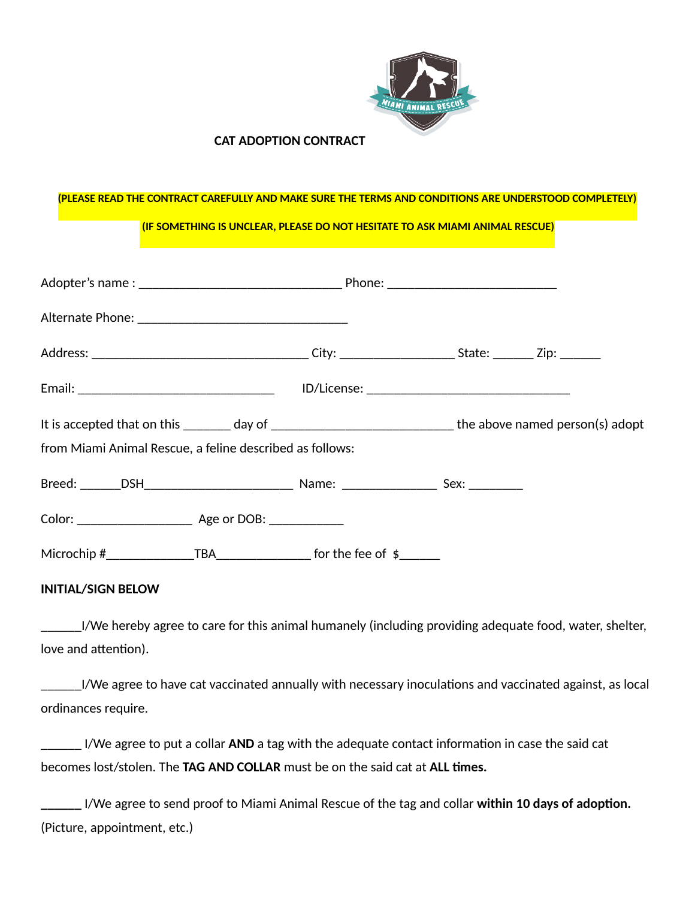# CAT ADOPTION CONTRACT

**(PLEASE READ THE CONTRACT CAREFULLY AND MAKE SURE THE TERMS AND CONDITIONS ARE UNDERSTOOD COMPLETELY)**

**(IF SOMETHING IS UNCLEAR, PLEASE DO NOT HESITATE TO ASK MIAMI ANIMAL RESCUE)**

Adopter's name : ______________________________ Phone: _________________________

Alternate Phone: _______________________________

Address: ________________________________ City: _________________ State: ______ Zip: ______

Email: _____________________________ ID/License: ______________________________

It is accepted that on this _______ day of ___________________________ the above named person(s) adopt from Miami Animal Rescue, a feline described as follows:

Breed: ______DSH______________________ Name: ______________ Sex: ________

Color: _________________ Age or DOB: ___________

Microchip #_____________TBA______________ for the fee of $______

**INITIAL/SIGN BELOW**

______I/We hereby agree to care for this animal humanely (including providing adequate food, water, shelter, love and attention).

______I/We agree to have cat vaccinated annually with necessary inoculations and vaccinated against, as local ordinances require.

______ I/We agree to put a collar **AND** a tag with the adequate contact information in case the said cat becomes lost/stolen. The **TAG AND COLLAR** must be on the said cat at **ALL times.**

**______** I/We agree to send proof to Miami Animal Rescue of the tag and collar **within 10 days of adoption.** (Picture, appointment, etc.)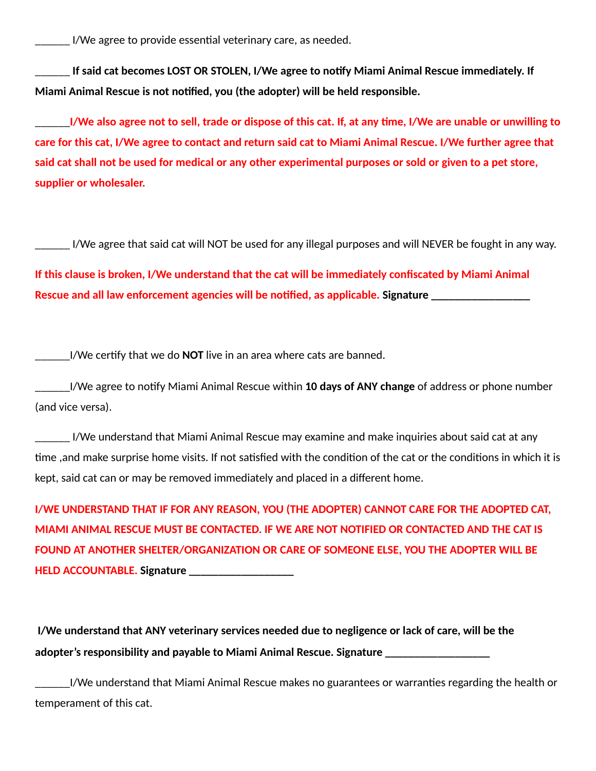______ I/We agree to provide essential veterinary care, as needed.

______ **If said cat becomes LOST OR STOLEN, I/We agree to notify Miami Animal Rescue immediately. If Miami Animal Rescue is not notified, you (the adopter) will be held responsible.**

______**I/We also agree not to sell, trade or dispose of this cat. If, at any time, I/We are unable or unwilling to care for this cat, I/We agree to contact and return said cat to Miami Animal Rescue. I/We further agree that said cat shall not be used for medical or any other experimental purposes or sold or given to a pet store, supplier or wholesaler.**

______ I/We agree that said cat will NOT be used for any illegal purposes and will NEVER be fought in any way.

**If this clause is broken, I/We understand that the cat will be immediately confiscated by Miami Animal Rescue and all law enforcement agencies will be notified, as applicable. Signature _________________**

______I/We certify that we do **NOT** live in an area where cats are banned.

______I/We agree to notify Miami Animal Rescue within **10 days of ANY change** of address or phone number (and vice versa).

______ I/We understand that Miami Animal Rescue may examine and make inquiries about said cat at any time ,and make surprise home visits. If not satisfied with the condition of the cat or the conditions in which it is kept, said cat can or may be removed immediately and placed in a different home.

**I/WE UNDERSTAND THAT IF FOR ANY REASON, YOU (THE ADOPTER) CANNOT CARE FOR THE ADOPTED CAT, MIAMI ANIMAL RESCUE MUST BE CONTACTED. IF WE ARE NOT NOTIFIED OR CONTACTED AND THE CAT IS FOUND AT ANOTHER SHELTER/ORGANIZATION OR CARE OF SOMEONE ELSE, YOU THE ADOPTER WILL BE HELD ACCOUNTABLE. Signature __________________**

**I/We understand that ANY veterinary services needed due to negligence or lack of care, will be the adopter's responsibility and payable to Miami Animal Rescue. Signature __________________**

______I/We understand that Miami Animal Rescue makes no guarantees or warranties regarding the health or temperament of this cat.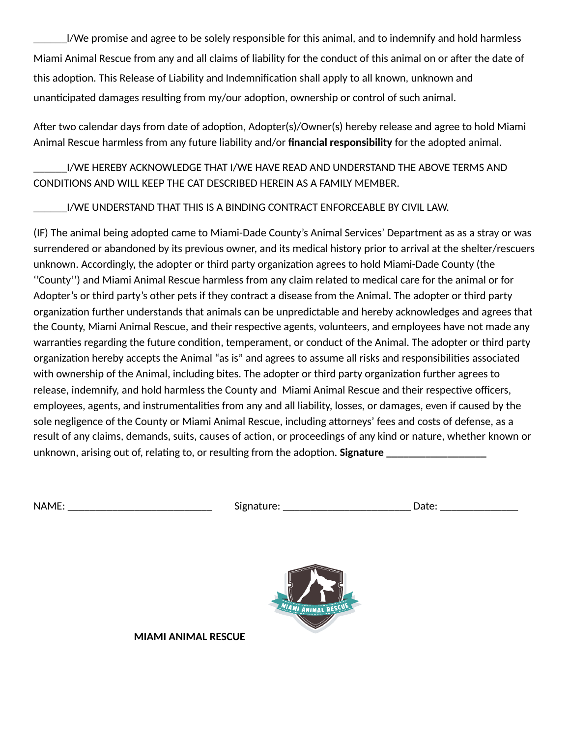______I/We promise and agree to be solely responsible for this animal, and to indemnify and hold harmless Miami Animal Rescue from any and all claims of liability for the conduct of this animal on or after the date of this adoption. This Release of Liability and Indemnification shall apply to all known, unknown and unanticipated damages resulting from my/our adoption, ownership or control of such animal.

After two calendar days from date of adoption, Adopter(s)/Owner(s) hereby release and agree to hold Miami Animal Rescue harmless from any future liability and/or **financial responsibility** for the adopted animal.

______I/WE HEREBY ACKNOWLEDGE THAT I/WE HAVE READ AND UNDERSTAND THE ABOVE TERMS AND CONDITIONS AND WILL KEEP THE CAT DESCRIBED HEREIN AS A FAMILY MEMBER.

______I/WE UNDERSTAND THAT THIS IS A BINDING CONTRACT ENFORCEABLE BY CIVIL LAW.

(IF) The animal being adopted came to Miami-Dade County's Animal Services' Department as as a stray or was surrendered or abandoned by its previous owner, and its medical history prior to arrival at the shelter/rescuers unknown. Accordingly, the adopter or third party organization agrees to hold Miami-Dade County (the ''County'') and Miami Animal Rescue harmless from any claim related to medical care for the animal or for Adopter's or third party's other pets if they contract a disease from the Animal. The adopter or third party organization further understands that animals can be unpredictable and hereby acknowledges and agrees that the County, Miami Animal Rescue, and their respective agents, volunteers, and employees have not made any warranties regarding the future condition, temperament, or conduct of the Animal. The adopter or third party organization hereby accepts the Animal "as is" and agrees to assume all risks and responsibilities associated with ownership of the Animal, including bites. The adopter or third party organization further agrees to release, indemnify, and hold harmless the County and Miami Animal Rescue and their respective officers, employees, agents, and instrumentalities from any and all liability, losses, or damages, even if caused by the sole negligence of the County or Miami Animal Rescue, including attorneys' fees and costs of defense, as a result of any claims, demands, suits, causes of action, or proceedings of any kind or nature, whether known or unknown, arising out of, relating to, or resulting from the adoption. **Signature ___________________**

NAME: ____________________________ Signature: ________________________ Date: _______________

**MIAMI ANIMAL RESCUE**